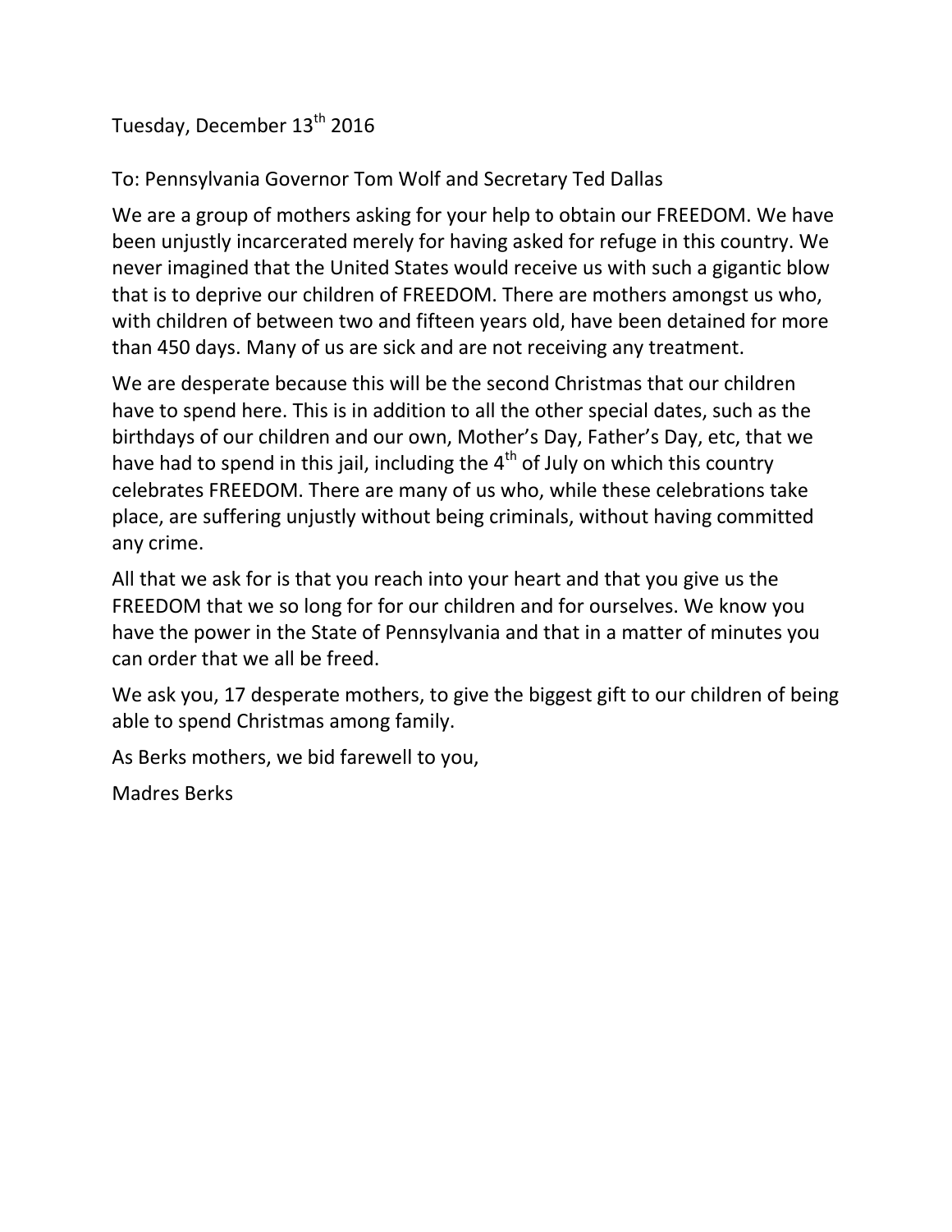Tuesday, December 13th 2016

To: Pennsylvania Governor Tom Wolf and Secretary Ted Dallas

We are a group of mothers asking for your help to obtain our FREEDOM. We have been unjustly incarcerated merely for having asked for refuge in this country. We never imagined that the United States would receive us with such a gigantic blow that is to deprive our children of FREEDOM. There are mothers amongst us who, with children of between two and fifteen years old, have been detained for more than 450 days. Many of us are sick and are not receiving any treatment.

We are desperate because this will be the second Christmas that our children have to spend here. This is in addition to all the other special dates, such as the birthdays of our children and our own, Mother's Day, Father's Day, etc, that we have had to spend in this jail, including the 4th of July on which this country celebrates FREEDOM. There are many of us who, while these celebrations take place, are suffering unjustly without being criminals, without having committed any crime.

All that we ask for is that you reach into your heart and that you give us the FREEDOM that we so long for for our children and for ourselves. We know you have the power in the State of Pennsylvania and that in a matter of minutes you can order that we all be freed.

We ask you, 17 desperate mothers, to give the biggest gift to our children of being able to spend Christmas among family.

As Berks mothers, we bid farewell to you,

Madres Berks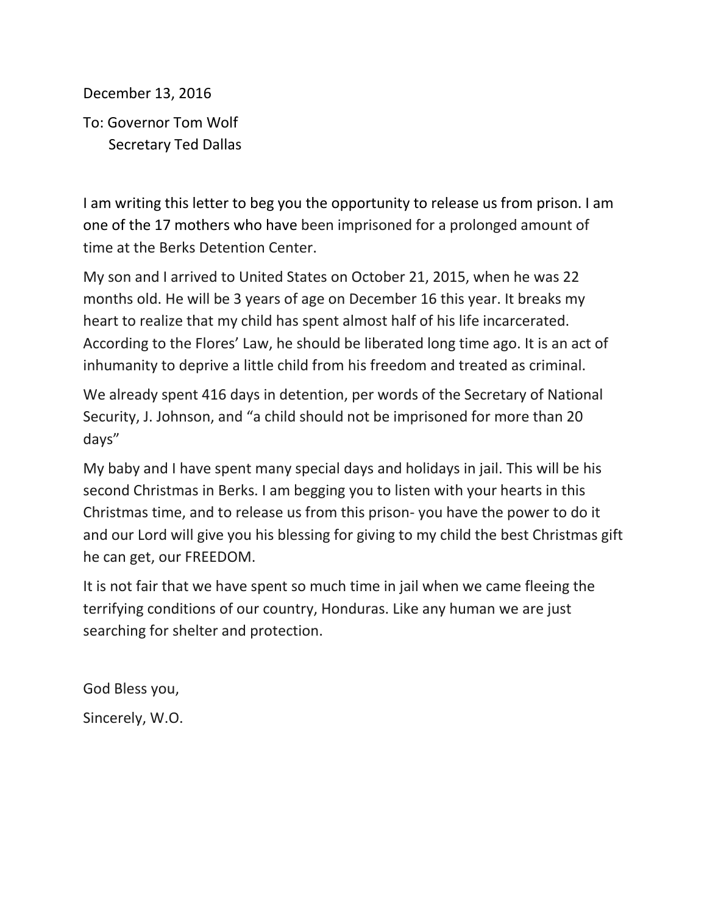December 13, 2016

To: Governor Tom Wolf
Secretary Ted Dallas

I am writing this letter to beg you the opportunity to release us from prison. I am one of the 17 mothers who have been imprisoned for a prolonged amount of time at the Berks Detention Center.

My son and I arrived to United States on October 21, 2015, when he was 22 months old. He will be 3 years of age on December 16 this year. It breaks my heart to realize that my child has spent almost half of his life incarcerated. According to the Flores' Law, he should be liberated long time ago. It is an act of inhumanity to deprive a little child from his freedom and treated as criminal.

We already spent 416 days in detention, per words of the Secretary of National Security, J. Johnson, and "a child should not be imprisoned for more than 20 days"

My baby and I have spent many special days and holidays in jail. This will be his second Christmas in Berks. I am begging you to listen with your hearts in this Christmas time, and to release us from this prison- you have the power to do it and our Lord will give you his blessing for giving to my child the best Christmas gift he can get, our FREEDOM.

It is not fair that we have spent so much time in jail when we came fleeing the terrifying conditions of our country, Honduras. Like any human we are just searching for shelter and protection.

God Bless you,

Sincerely, W.O.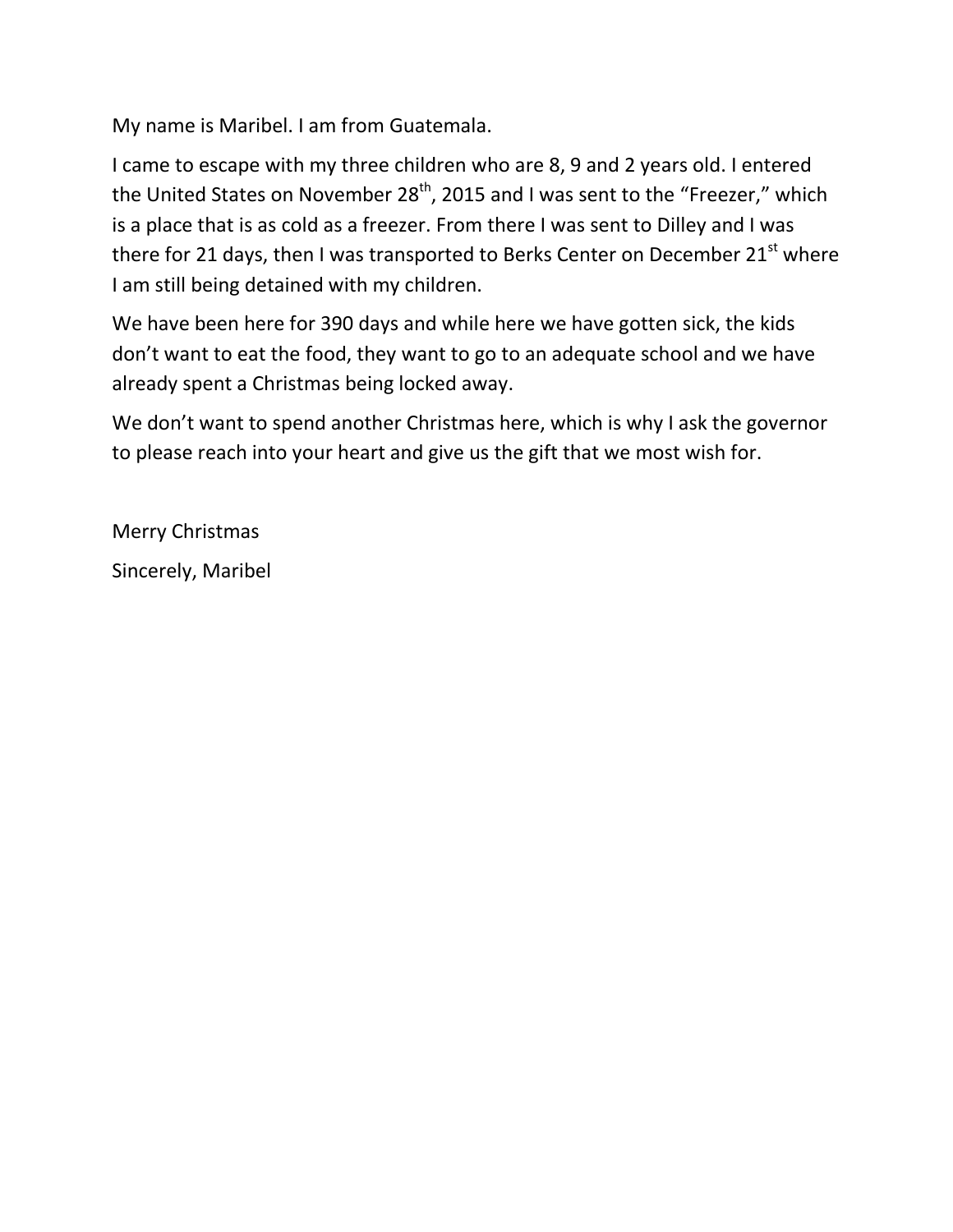My name is Maribel. I am from Guatemala.

I came to escape with my three children who are 8, 9 and 2 years old. I entered the United States on November 28th, 2015 and I was sent to the "Freezer," which is a place that is as cold as a freezer. From there I was sent to Dilley and I was there for 21 days, then I was transported to Berks Center on December 21st where I am still being detained with my children.

We have been here for 390 days and while here we have gotten sick, the kids don't want to eat the food, they want to go to an adequate school and we have already spent a Christmas being locked away.

We don't want to spend another Christmas here, which is why I ask the governor to please reach into your heart and give us the gift that we most wish for.

Merry Christmas

Sincerely, Maribel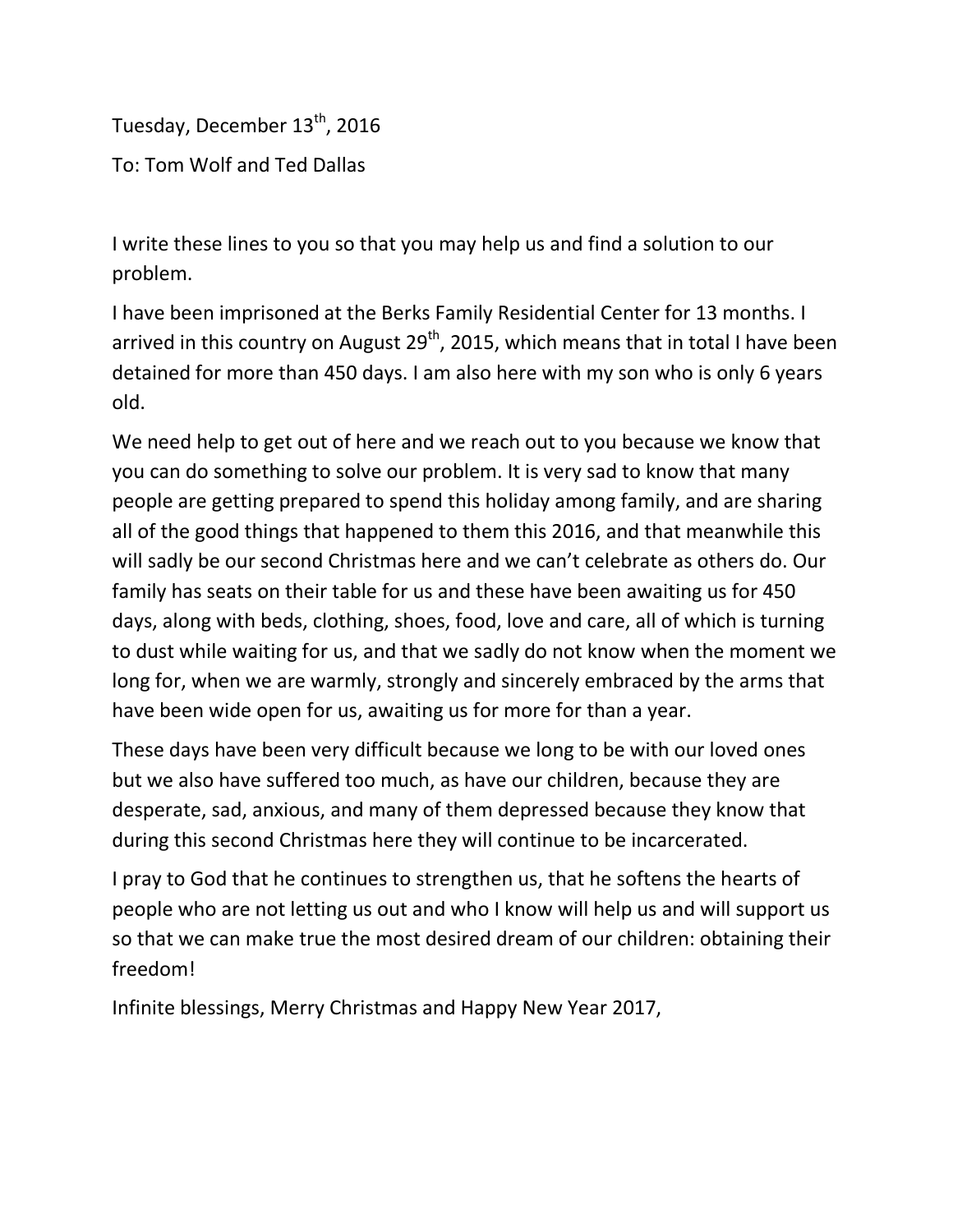Tuesday, December 13th, 2016

To: Tom Wolf and Ted Dallas

I write these lines to you so that you may help us and find a solution to our problem.

I have been imprisoned at the Berks Family Residential Center for 13 months. I arrived in this country on August 29th, 2015, which means that in total I have been detained for more than 450 days. I am also here with my son who is only 6 years old.

We need help to get out of here and we reach out to you because we know that you can do something to solve our problem. It is very sad to know that many people are getting prepared to spend this holiday among family, and are sharing all of the good things that happened to them this 2016, and that meanwhile this will sadly be our second Christmas here and we can't celebrate as others do. Our family has seats on their table for us and these have been awaiting us for 450 days, along with beds, clothing, shoes, food, love and care, all of which is turning to dust while waiting for us, and that we sadly do not know when the moment we long for, when we are warmly, strongly and sincerely embraced by the arms that have been wide open for us, awaiting us for more for than a year.

These days have been very difficult because we long to be with our loved ones but we also have suffered too much, as have our children, because they are desperate, sad, anxious, and many of them depressed because they know that during this second Christmas here they will continue to be incarcerated.

I pray to God that he continues to strengthen us, that he softens the hearts of people who are not letting us out and who I know will help us and will support us so that we can make true the most desired dream of our children: obtaining their freedom!

Infinite blessings, Merry Christmas and Happy New Year 2017,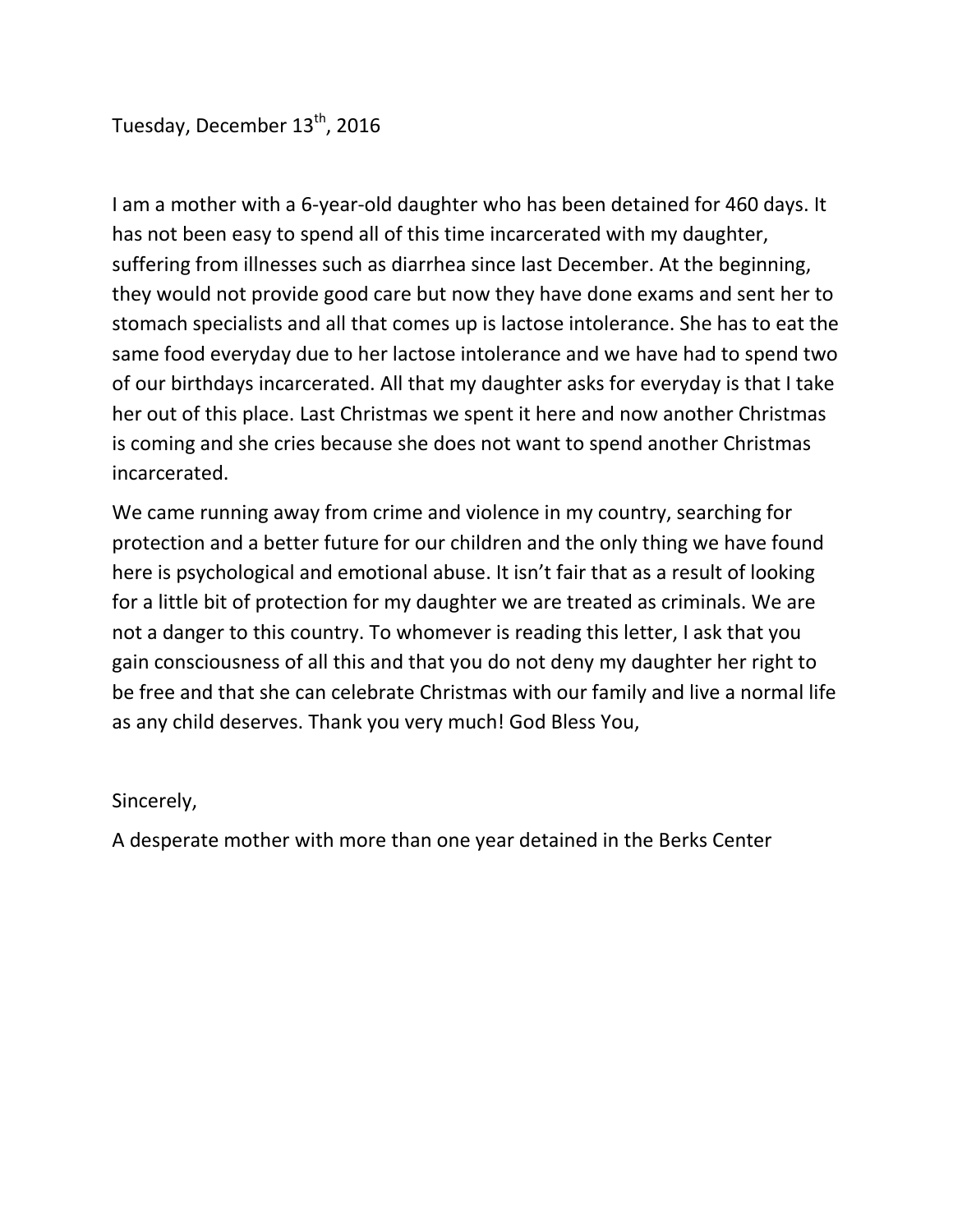Tuesday, December 13th, 2016

I am a mother with a 6-year-old daughter who has been detained for 460 days. It has not been easy to spend all of this time incarcerated with my daughter, suffering from illnesses such as diarrhea since last December. At the beginning, they would not provide good care but now they have done exams and sent her to stomach specialists and all that comes up is lactose intolerance. She has to eat the same food everyday due to her lactose intolerance and we have had to spend two of our birthdays incarcerated. All that my daughter asks for everyday is that I take her out of this place. Last Christmas we spent it here and now another Christmas is coming and she cries because she does not want to spend another Christmas incarcerated.

We came running away from crime and violence in my country, searching for protection and a better future for our children and the only thing we have found here is psychological and emotional abuse. It isn't fair that as a result of looking for a little bit of protection for my daughter we are treated as criminals. We are not a danger to this country. To whomever is reading this letter, I ask that you gain consciousness of all this and that you do not deny my daughter her right to be free and that she can celebrate Christmas with our family and live a normal life as any child deserves. Thank you very much! God Bless You,

Sincerely,

A desperate mother with more than one year detained in the Berks Center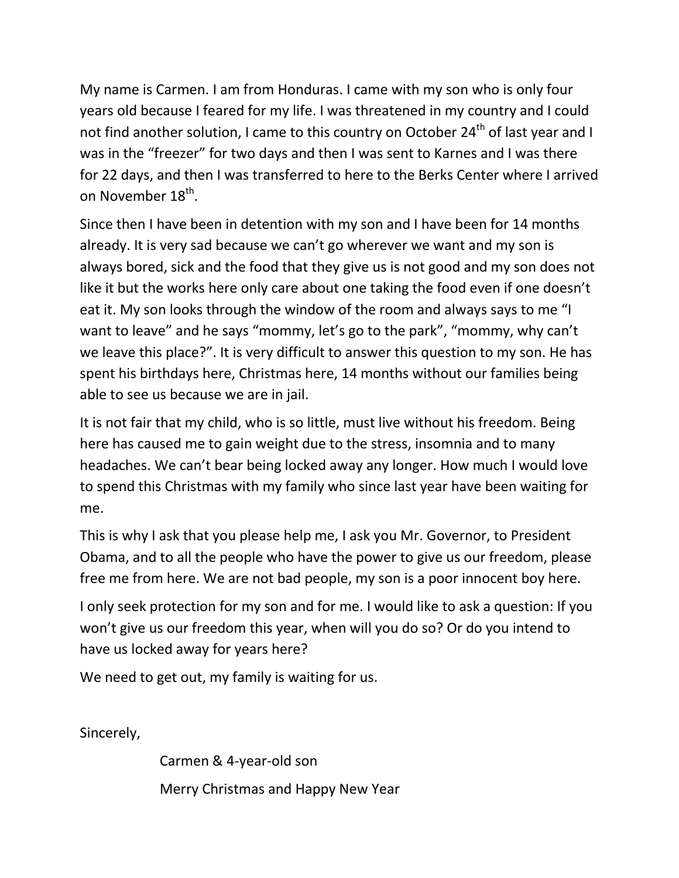My name is Carmen. I am from Honduras. I came with my son who is only four years old because I feared for my life. I was threatened in my country and I could not find another solution, I came to this country on October 24th of last year and I was in the "freezer" for two days and then I was sent to Karnes and I was there for 22 days, and then I was transferred to here to the Berks Center where I arrived on November 18th.

Since then I have been in detention with my son and I have been for 14 months already. It is very sad because we can't go wherever we want and my son is always bored, sick and the food that they give us is not good and my son does not like it but the works here only care about one taking the food even if one doesn't eat it. My son looks through the window of the room and always says to me "I want to leave" and he says "mommy, let's go to the park", "mommy, why can't we leave this place?". It is very difficult to answer this question to my son. He has spent his birthdays here, Christmas here, 14 months without our families being able to see us because we are in jail.

It is not fair that my child, who is so little, must live without his freedom. Being here has caused me to gain weight due to the stress, insomnia and to many headaches. We can't bear being locked away any longer. How much I would love to spend this Christmas with my family who since last year have been waiting for me.

This is why I ask that you please help me, I ask you Mr. Governor, to President Obama, and to all the people who have the power to give us our freedom, please free me from here. We are not bad people, my son is a poor innocent boy here.

I only seek protection for my son and for me. I would like to ask a question: If you won't give us our freedom this year, when will you do so? Or do you intend to have us locked away for years here?

We need to get out, my family is waiting for us.

Sincerely,

Carmen & 4-year-old son

Merry Christmas and Happy New Year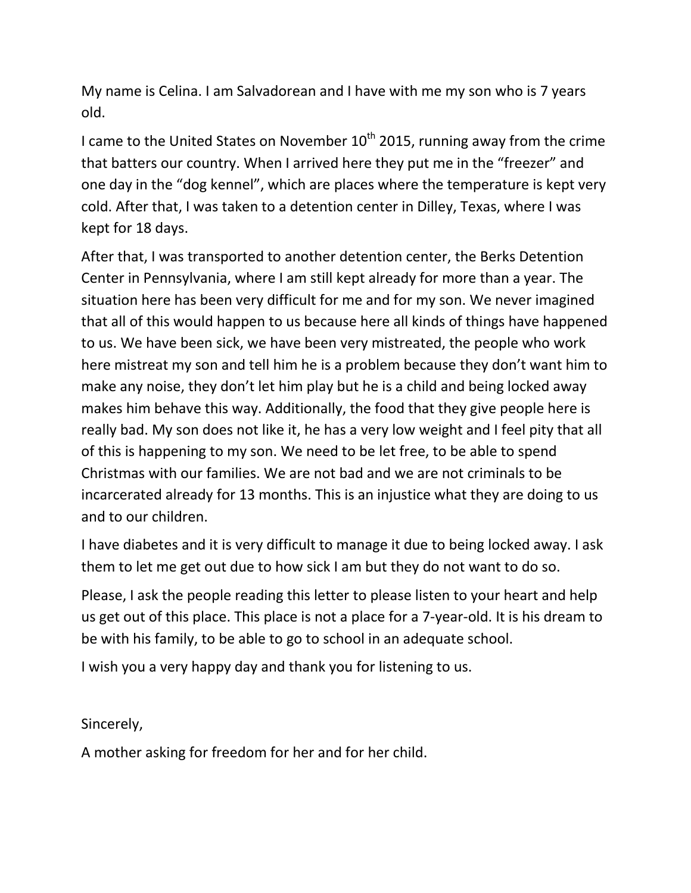My name is Celina. I am Salvadorean and I have with me my son who is 7 years old.

I came to the United States on November 10th 2015, running away from the crime that batters our country. When I arrived here they put me in the "freezer" and one day in the "dog kennel", which are places where the temperature is kept very cold. After that, I was taken to a detention center in Dilley, Texas, where I was kept for 18 days.

After that, I was transported to another detention center, the Berks Detention Center in Pennsylvania, where I am still kept already for more than a year. The situation here has been very difficult for me and for my son. We never imagined that all of this would happen to us because here all kinds of things have happened to us. We have been sick, we have been very mistreated, the people who work here mistreat my son and tell him he is a problem because they don't want him to make any noise, they don't let him play but he is a child and being locked away makes him behave this way. Additionally, the food that they give people here is really bad. My son does not like it, he has a very low weight and I feel pity that all of this is happening to my son. We need to be let free, to be able to spend Christmas with our families. We are not bad and we are not criminals to be incarcerated already for 13 months. This is an injustice what they are doing to us and to our children.

I have diabetes and it is very difficult to manage it due to being locked away. I ask them to let me get out due to how sick I am but they do not want to do so.

Please, I ask the people reading this letter to please listen to your heart and help us get out of this place. This place is not a place for a 7-year-old. It is his dream to be with his family, to be able to go to school in an adequate school.

I wish you a very happy day and thank you for listening to us.

Sincerely,

A mother asking for freedom for her and for her child.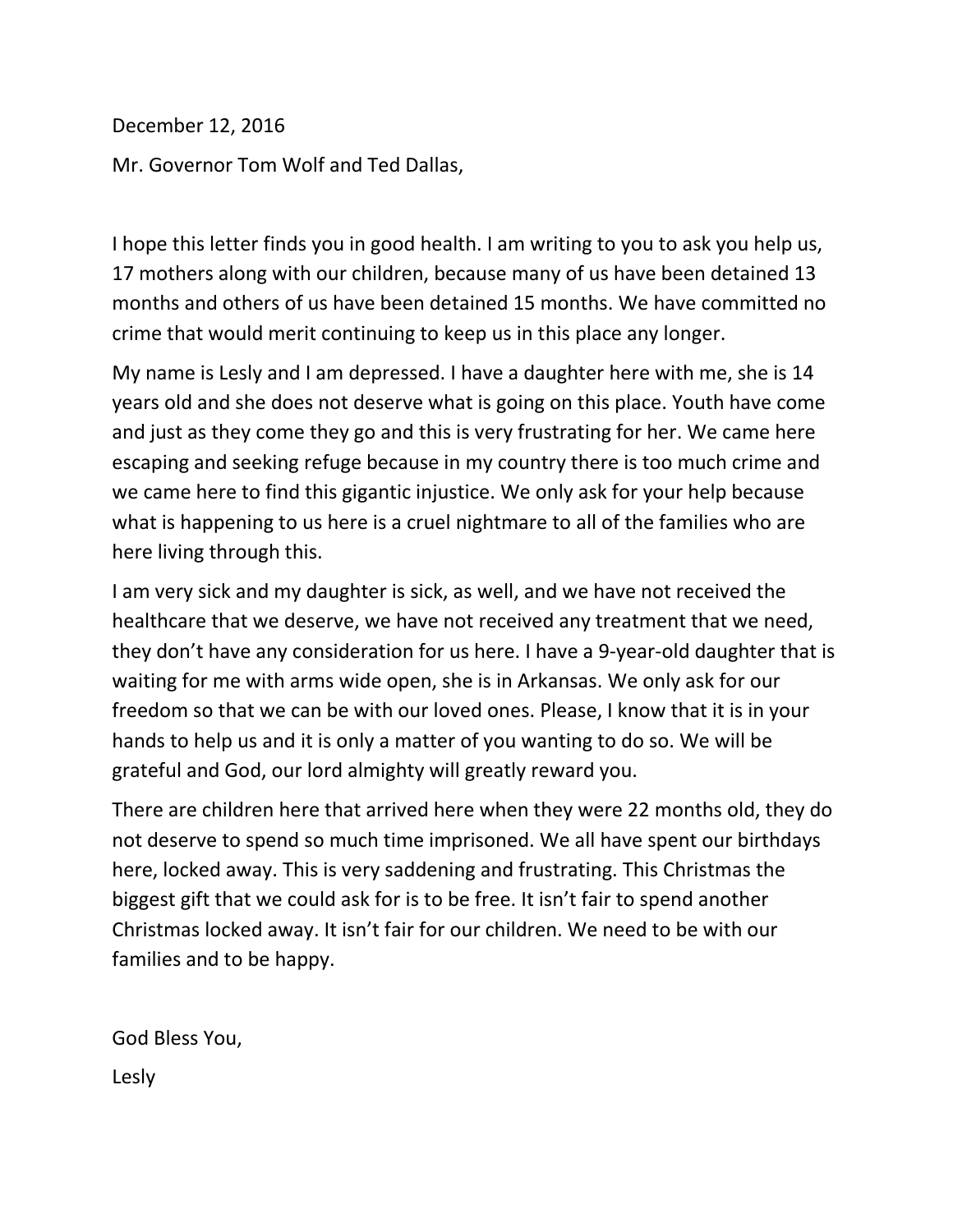December 12, 2016

Mr. Governor Tom Wolf and Ted Dallas,

I hope this letter finds you in good health. I am writing to you to ask you help us, 17 mothers along with our children, because many of us have been detained 13 months and others of us have been detained 15 months. We have committed no crime that would merit continuing to keep us in this place any longer.

My name is Lesly and I am depressed. I have a daughter here with me, she is 14 years old and she does not deserve what is going on this place. Youth have come and just as they come they go and this is very frustrating for her. We came here escaping and seeking refuge because in my country there is too much crime and we came here to find this gigantic injustice. We only ask for your help because what is happening to us here is a cruel nightmare to all of the families who are here living through this.

I am very sick and my daughter is sick, as well, and we have not received the healthcare that we deserve, we have not received any treatment that we need, they don't have any consideration for us here. I have a 9-year-old daughter that is waiting for me with arms wide open, she is in Arkansas. We only ask for our freedom so that we can be with our loved ones. Please, I know that it is in your hands to help us and it is only a matter of you wanting to do so. We will be grateful and God, our lord almighty will greatly reward you.

There are children here that arrived here when they were 22 months old, they do not deserve to spend so much time imprisoned. We all have spent our birthdays here, locked away. This is very saddening and frustrating. This Christmas the biggest gift that we could ask for is to be free. It isn't fair to spend another Christmas locked away. It isn't fair for our children. We need to be with our families and to be happy.

God Bless You,

Lesly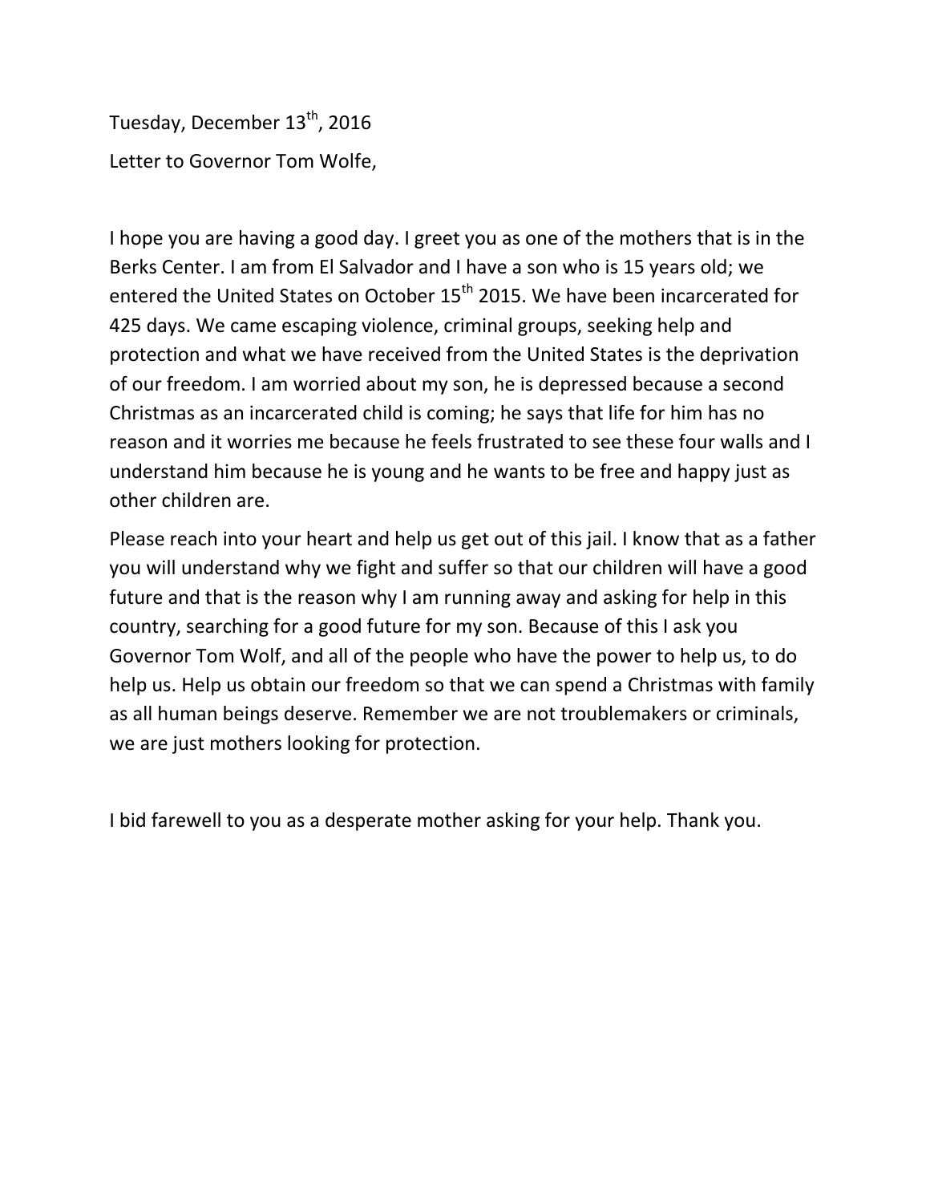Tuesday, December 13th, 2016

Letter to Governor Tom Wolfe,

I hope you are having a good day. I greet you as one of the mothers that is in the Berks Center. I am from El Salvador and I have a son who is 15 years old; we entered the United States on October 15th 2015. We have been incarcerated for 425 days. We came escaping violence, criminal groups, seeking help and protection and what we have received from the United States is the deprivation of our freedom. I am worried about my son, he is depressed because a second Christmas as an incarcerated child is coming; he says that life for him has no reason and it worries me because he feels frustrated to see these four walls and I understand him because he is young and he wants to be free and happy just as other children are.

Please reach into your heart and help us get out of this jail. I know that as a father you will understand why we fight and suffer so that our children will have a good future and that is the reason why I am running away and asking for help in this country, searching for a good future for my son. Because of this I ask you Governor Tom Wolf, and all of the people who have the power to help us, to do help us. Help us obtain our freedom so that we can spend a Christmas with family as all human beings deserve. Remember we are not troublemakers or criminals, we are just mothers looking for protection.

I bid farewell to you as a desperate mother asking for your help. Thank you.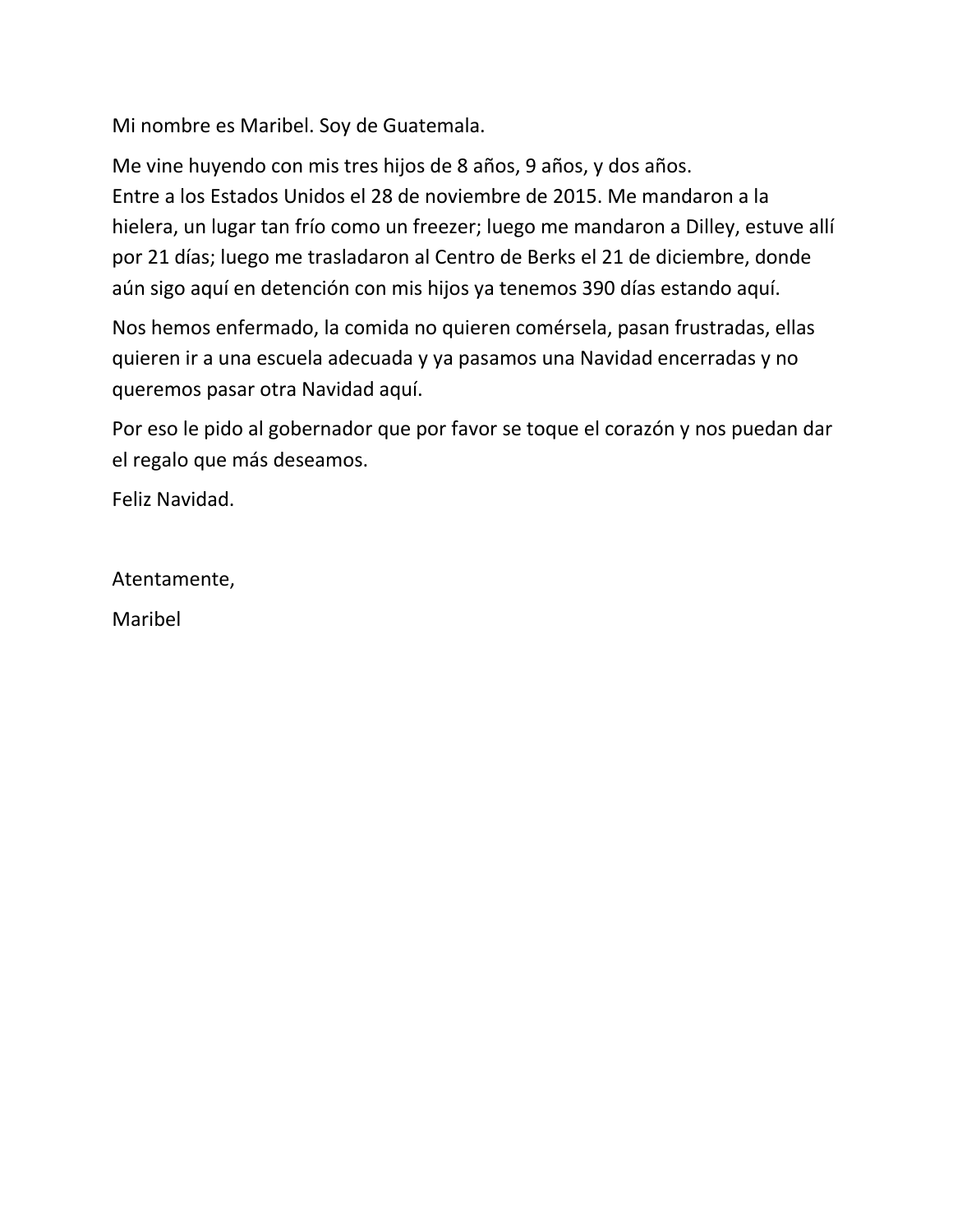Mi nombre es Maribel. Soy de Guatemala.

Me vine huyendo con mis tres hijos de 8 años, 9 años, y dos años.
Entre a los Estados Unidos el 28 de noviembre de 2015. Me mandaron a la hielera, un lugar tan frío como un freezer; luego me mandaron a Dilley, estuve allí por 21 días; luego me trasladaron al Centro de Berks el 21 de diciembre, donde aún sigo aquí en detención con mis hijos ya tenemos 390 días estando aquí.

Nos hemos enfermado, la comida no quieren comérsela, pasan frustradas, ellas quieren ir a una escuela adecuada y ya pasamos una Navidad encerradas y no queremos pasar otra Navidad aquí.

Por eso le pido al gobernador que por favor se toque el corazón y nos puedan dar el regalo que más deseamos.

Feliz Navidad.

Atentamente,

Maribel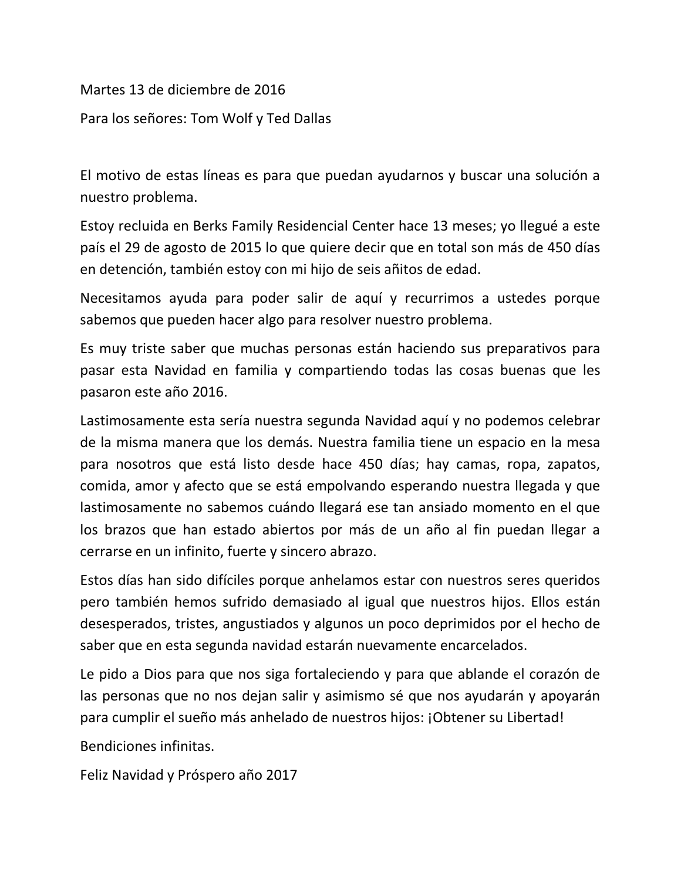Martes 13 de diciembre de 2016

Para los señores: Tom Wolf y Ted Dallas

El motivo de estas líneas es para que puedan ayudarnos y buscar una solución a nuestro problema.

Estoy recluida en Berks Family Residencial Center hace 13 meses; yo llegué a este país el 29 de agosto de 2015 lo que quiere decir que en total son más de 450 días en detención, también estoy con mi hijo de seis añitos de edad.

Necesitamos ayuda para poder salir de aquí y recurrimos a ustedes porque sabemos que pueden hacer algo para resolver nuestro problema.

Es muy triste saber que muchas personas están haciendo sus preparativos para pasar esta Navidad en familia y compartiendo todas las cosas buenas que les pasaron este año 2016.

Lastimosamente esta sería nuestra segunda Navidad aquí y no podemos celebrar de la misma manera que los demás. Nuestra familia tiene un espacio en la mesa para nosotros que está listo desde hace 450 días; hay camas, ropa, zapatos, comida, amor y afecto que se está empolvando esperando nuestra llegada y que lastimosamente no sabemos cuándo llegará ese tan ansiado momento en el que los brazos que han estado abiertos por más de un año al fin puedan llegar a cerrarse en un infinito, fuerte y sincero abrazo.

Estos días han sido difíciles porque anhelamos estar con nuestros seres queridos pero también hemos sufrido demasiado al igual que nuestros hijos. Ellos están desesperados, tristes, angustiados y algunos un poco deprimidos por el hecho de saber que en esta segunda navidad estarán nuevamente encarcelados.

Le pido a Dios para que nos siga fortaleciendo y para que ablande el corazón de las personas que no nos dejan salir y asimismo sé que nos ayudarán y apoyarán para cumplir el sueño más anhelado de nuestros hijos: ¡Obtener su Libertad!

Bendiciones infinitas.

Feliz Navidad y Próspero año 2017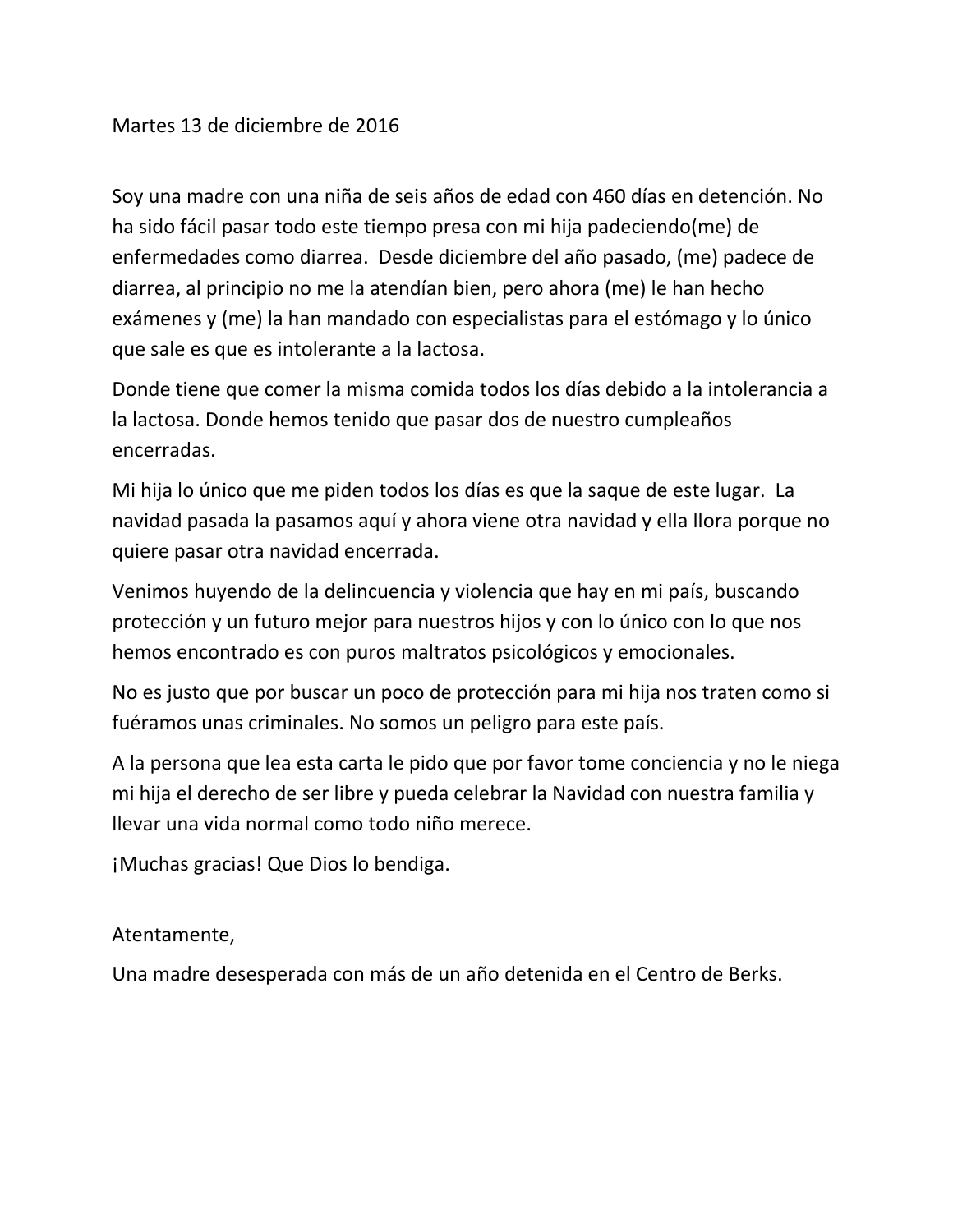Martes 13 de diciembre de 2016

Soy una madre con una niña de seis años de edad con 460 días en detención. No ha sido fácil pasar todo este tiempo presa con mi hija padeciendo(me) de enfermedades como diarrea. Desde diciembre del año pasado, (me) padece de diarrea, al principio no me la atendían bien, pero ahora (me) le han hecho exámenes y (me) la han mandado con especialistas para el estómago y lo único que sale es que es intolerante a la lactosa.

Donde tiene que comer la misma comida todos los días debido a la intolerancia a la lactosa. Donde hemos tenido que pasar dos de nuestro cumpleaños encerradas.

Mi hija lo único que me piden todos los días es que la saque de este lugar. La navidad pasada la pasamos aquí y ahora viene otra navidad y ella llora porque no quiere pasar otra navidad encerrada.

Venimos huyendo de la delincuencia y violencia que hay en mi país, buscando protección y un futuro mejor para nuestros hijos y con lo único con lo que nos hemos encontrado es con puros maltratos psicológicos y emocionales.

No es justo que por buscar un poco de protección para mi hija nos traten como si fuéramos unas criminales. No somos un peligro para este país.

A la persona que lea esta carta le pido que por favor tome conciencia y no le niega mi hija el derecho de ser libre y pueda celebrar la Navidad con nuestra familia y llevar una vida normal como todo niño merece.

¡Muchas gracias! Que Dios lo bendiga.

Atentamente,

Una madre desesperada con más de un año detenida en el Centro de Berks.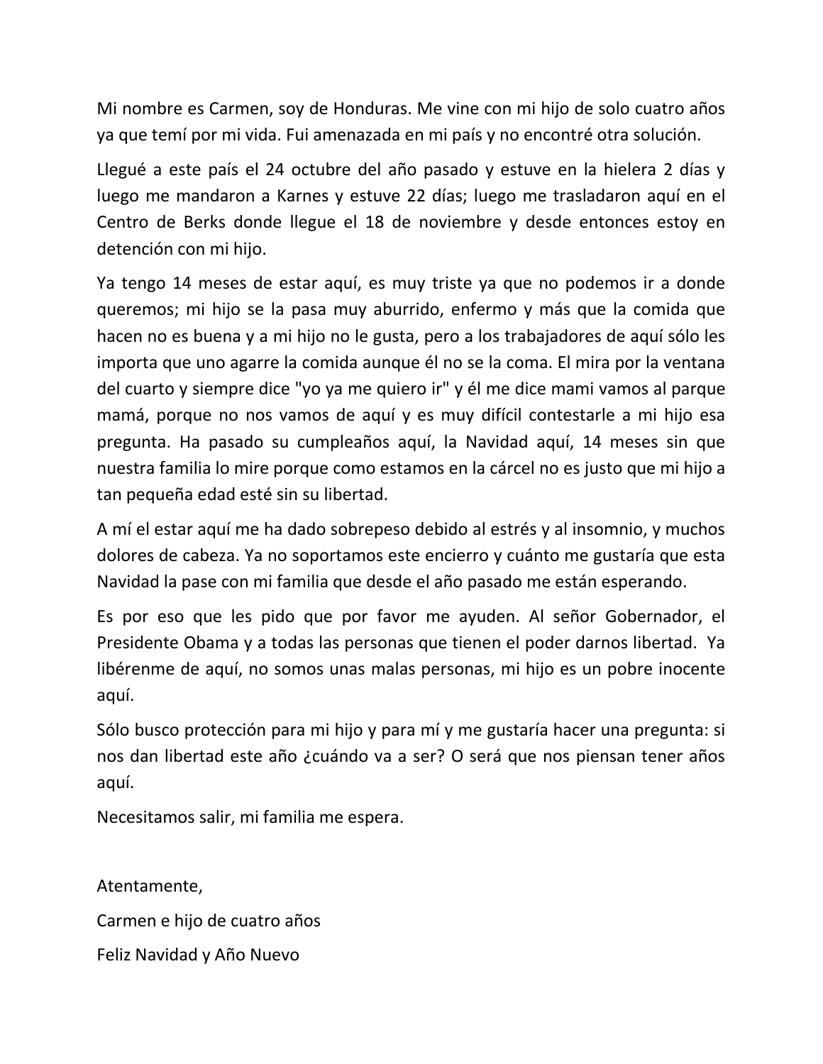Mi nombre es Carmen, soy de Honduras. Me vine con mi hijo de solo cuatro años ya que temí por mi vida. Fui amenazada en mi país y no encontré otra solución.

Llegué a este país el 24 octubre del año pasado y estuve en la hielera 2 días y luego me mandaron a Karnes y estuve 22 días; luego me trasladaron aquí en el Centro de Berks donde llegue el 18 de noviembre y desde entonces estoy en detención con mi hijo.

Ya tengo 14 meses de estar aquí, es muy triste ya que no podemos ir a donde queremos; mi hijo se la pasa muy aburrido, enfermo y más que la comida que hacen no es buena y a mi hijo no le gusta, pero a los trabajadores de aquí sólo les importa que uno agarre la comida aunque él no se la coma. El mira por la ventana del cuarto y siempre dice "yo ya me quiero ir" y él me dice mami vamos al parque mamá, porque no nos vamos de aquí y es muy difícil contestarle a mi hijo esa pregunta. Ha pasado su cumpleaños aquí, la Navidad aquí, 14 meses sin que nuestra familia lo mire porque como estamos en la cárcel no es justo que mi hijo a tan pequeña edad esté sin su libertad.

A mí el estar aquí me ha dado sobrepeso debido al estrés y al insomnio, y muchos dolores de cabeza. Ya no soportamos este encierro y cuánto me gustaría que esta Navidad la pase con mi familia que desde el año pasado me están esperando.

Es por eso que les pido que por favor me ayuden. Al señor Gobernador, el Presidente Obama y a todas las personas que tienen el poder darnos libertad. Ya libérenme de aquí, no somos unas malas personas, mi hijo es un pobre inocente aquí.

Sólo busco protección para mi hijo y para mí y me gustaría hacer una pregunta: si nos dan libertad este año ¿cuándo va a ser? O será que nos piensan tener años aquí.

Necesitamos salir, mi familia me espera.

Atentamente,

Carmen e hijo de cuatro años

Feliz Navidad y Año Nuevo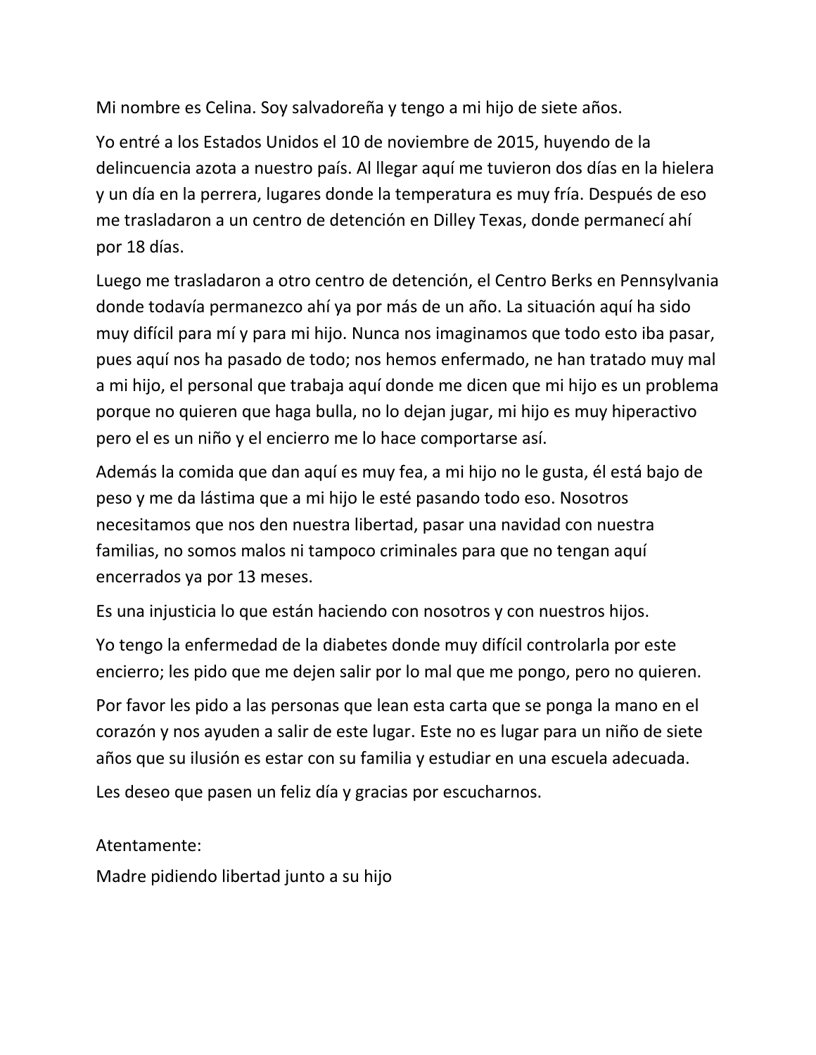Mi nombre es Celina. Soy salvadoreña y tengo a mi hijo de siete años.

Yo entré a los Estados Unidos el 10 de noviembre de 2015, huyendo de la delincuencia azota a nuestro país. Al llegar aquí me tuvieron dos días en la hielera y un día en la perrera, lugares donde la temperatura es muy fría. Después de eso me trasladaron a un centro de detención en Dilley Texas, donde permanecí ahí por 18 días.

Luego me trasladaron a otro centro de detención, el Centro Berks en Pennsylvania donde todavía permanezco ahí ya por más de un año. La situación aquí ha sido muy difícil para mí y para mi hijo. Nunca nos imaginamos que todo esto iba pasar, pues aquí nos ha pasado de todo; nos hemos enfermado, ne han tratado muy mal a mi hijo, el personal que trabaja aquí donde me dicen que mi hijo es un problema porque no quieren que haga bulla, no lo dejan jugar, mi hijo es muy hiperactivo pero el es un niño y el encierro me lo hace comportarse así.

Además la comida que dan aquí es muy fea, a mi hijo no le gusta, él está bajo de peso y me da lástima que a mi hijo le esté pasando todo eso. Nosotros necesitamos que nos den nuestra libertad, pasar una navidad con nuestra familias, no somos malos ni tampoco criminales para que no tengan aquí encerrados ya por 13 meses.

Es una injusticia lo que están haciendo con nosotros y con nuestros hijos.

Yo tengo la enfermedad de la diabetes donde muy difícil controlarla por este encierro; les pido que me dejen salir por lo mal que me pongo, pero no quieren.

Por favor les pido a las personas que lean esta carta que se ponga la mano en el corazón y nos ayuden a salir de este lugar. Este no es lugar para un niño de siete años que su ilusión es estar con su familia y estudiar en una escuela adecuada.

Les deseo que pasen un feliz día y gracias por escucharnos.

Atentamente:

Madre pidiendo libertad junto a su hijo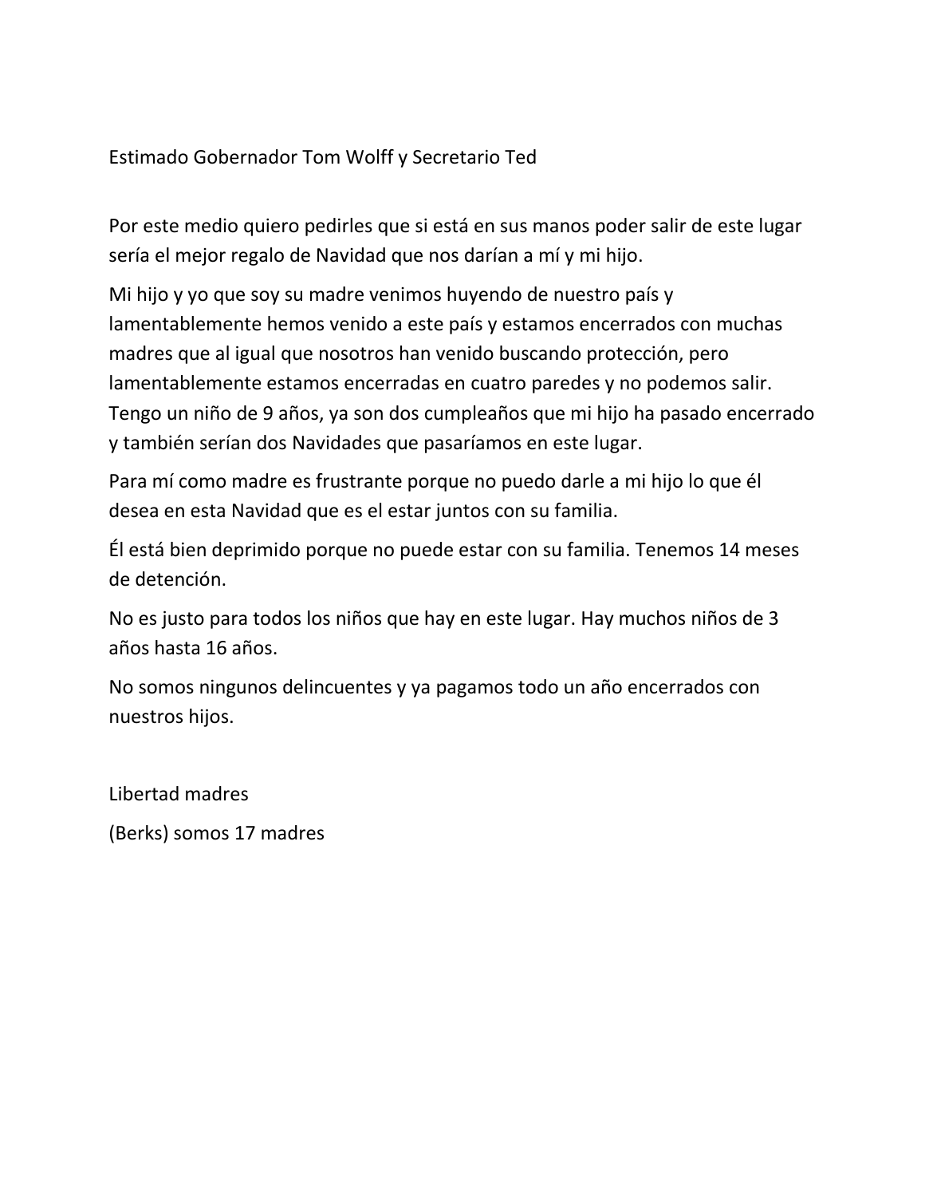Estimado Gobernador Tom Wolff y Secretario Ted

Por este medio quiero pedirles que si está en sus manos poder salir de este lugar sería el mejor regalo de Navidad que nos darían a mí y mi hijo.

Mi hijo y yo que soy su madre venimos huyendo de nuestro país y lamentablemente hemos venido a este país y estamos encerrados con muchas madres que al igual que nosotros han venido buscando protección, pero lamentablemente estamos encerradas en cuatro paredes y no podemos salir. Tengo un niño de 9 años, ya son dos cumpleaños que mi hijo ha pasado encerrado y también serían dos Navidades que pasaríamos en este lugar.

Para mí como madre es frustrante porque no puedo darle a mi hijo lo que él desea en esta Navidad que es el estar juntos con su familia.

Él está bien deprimido porque no puede estar con su familia. Tenemos 14 meses de detención.

No es justo para todos los niños que hay en este lugar. Hay muchos niños de 3 años hasta 16 años.

No somos ningunos delincuentes y ya pagamos todo un año encerrados con nuestros hijos.

Libertad madres

(Berks) somos 17 madres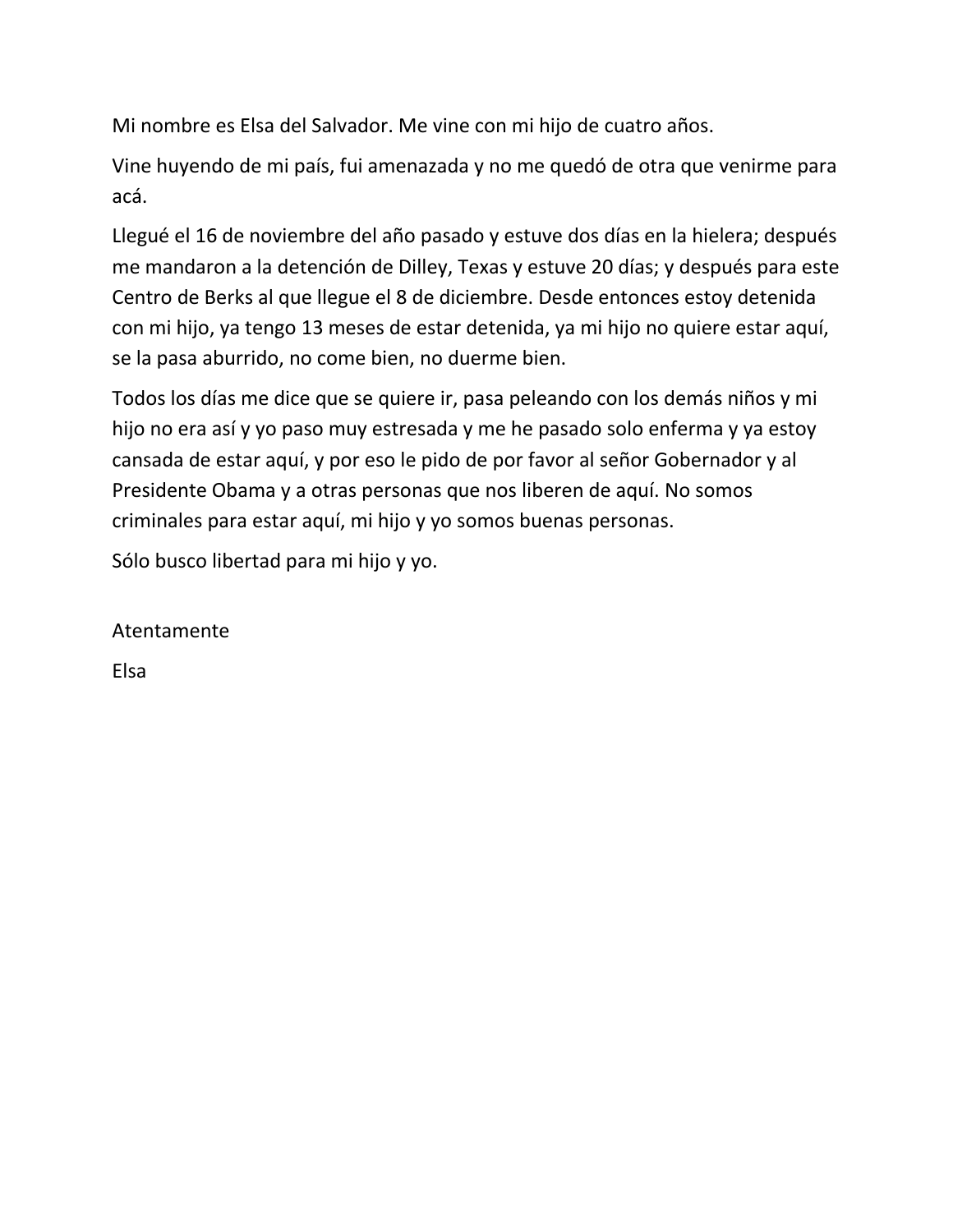Mi nombre es Elsa del Salvador. Me vine con mi hijo de cuatro años.

Vine huyendo de mi país, fui amenazada y no me quedó de otra que venirme para acá.

Llegué el 16 de noviembre del año pasado y estuve dos días en la hielera; después me mandaron a la detención de Dilley, Texas y estuve 20 días; y después para este Centro de Berks al que llegue el 8 de diciembre. Desde entonces estoy detenida con mi hijo, ya tengo 13 meses de estar detenida, ya mi hijo no quiere estar aquí, se la pasa aburrido, no come bien, no duerme bien.

Todos los días me dice que se quiere ir, pasa peleando con los demás niños y mi hijo no era así y yo paso muy estresada y me he pasado solo enferma y ya estoy cansada de estar aquí, y por eso le pido de por favor al señor Gobernador y al Presidente Obama y a otras personas que nos liberen de aquí. No somos criminales para estar aquí, mi hijo y yo somos buenas personas.

Sólo busco libertad para mi hijo y yo.

Atentamente

Elsa